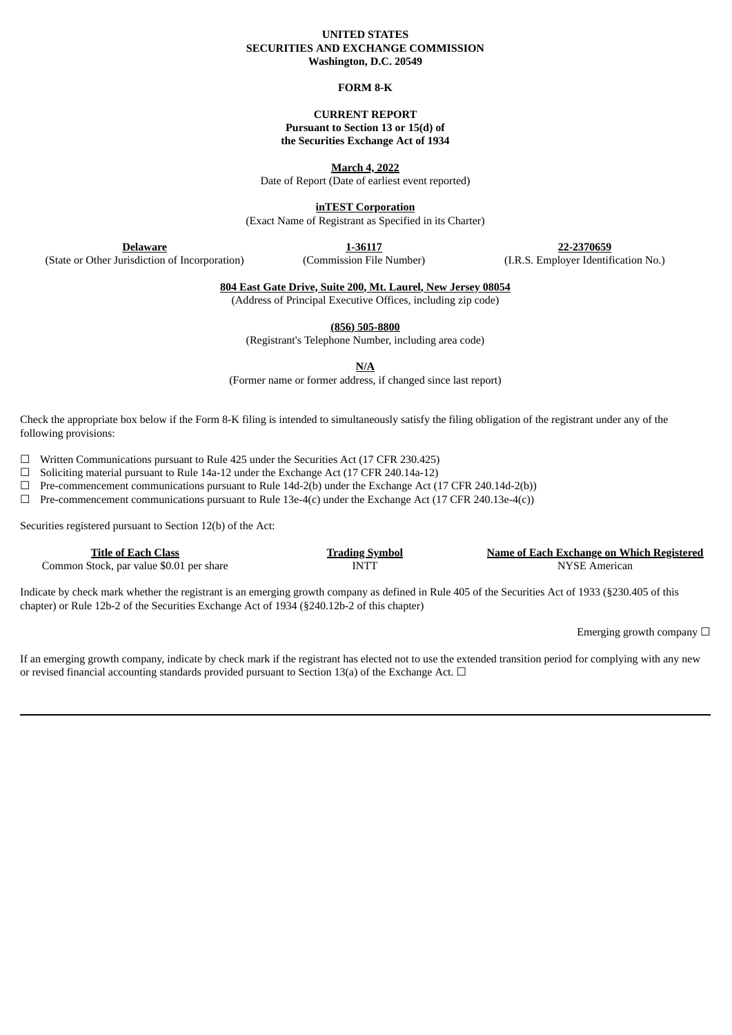**UNITED STATES**
**SECURITIES AND EXCHANGE COMMISSION**
**Washington, D.C. 20549**

**FORM 8-K**

**CURRENT REPORT**
**Pursuant to Section 13 or 15(d) of**
**the Securities Exchange Act of 1934**

**March 4, 2022**
Date of Report (Date of earliest event reported)

**inTEST Corporation**
(Exact Name of Registrant as Specified in its Charter)

| **Delaware** | **1-36117** | **22-2370659** |
|---|---|---|
| (State or Other Jurisdiction of Incorporation) | (Commission File Number) | (I.R.S. Employer Identification No.) |

**804 East Gate Drive, Suite 200, Mt. Laurel, New Jersey 08054**
(Address of Principal Executive Offices, including zip code)

**(856) 505-8800**
(Registrant's Telephone Number, including area code)

**N/A**
(Former name or former address, if changed since last report)

Check the appropriate box below if the Form 8-K filing is intended to simultaneously satisfy the filing obligation of the registrant under any of the following provisions:

☐ Written Communications pursuant to Rule 425 under the Securities Act (17 CFR 230.425)
☐ Soliciting material pursuant to Rule 14a-12 under the Exchange Act (17 CFR 240.14a-12)
☐ Pre-commencement communications pursuant to Rule 14d-2(b) under the Exchange Act (17 CFR 240.14d-2(b))
☐ Pre-commencement communications pursuant to Rule 13e-4(c) under the Exchange Act (17 CFR 240.13e-4(c))

Securities registered pursuant to Section 12(b) of the Act:

| Title of Each Class | Trading Symbol | Name of Each Exchange on Which Registered |
|---|---|---|
| Common Stock, par value $0.01 per share | INTT | NYSE American |

Indicate by check mark whether the registrant is an emerging growth company as defined in Rule 405 of the Securities Act of 1933 (§230.405 of this chapter) or Rule 12b-2 of the Securities Exchange Act of 1934 (§240.12b-2 of this chapter)

Emerging growth company ☐

If an emerging growth company, indicate by check mark if the registrant has elected not to use the extended transition period for complying with any new or revised financial accounting standards provided pursuant to Section 13(a) of the Exchange Act. ☐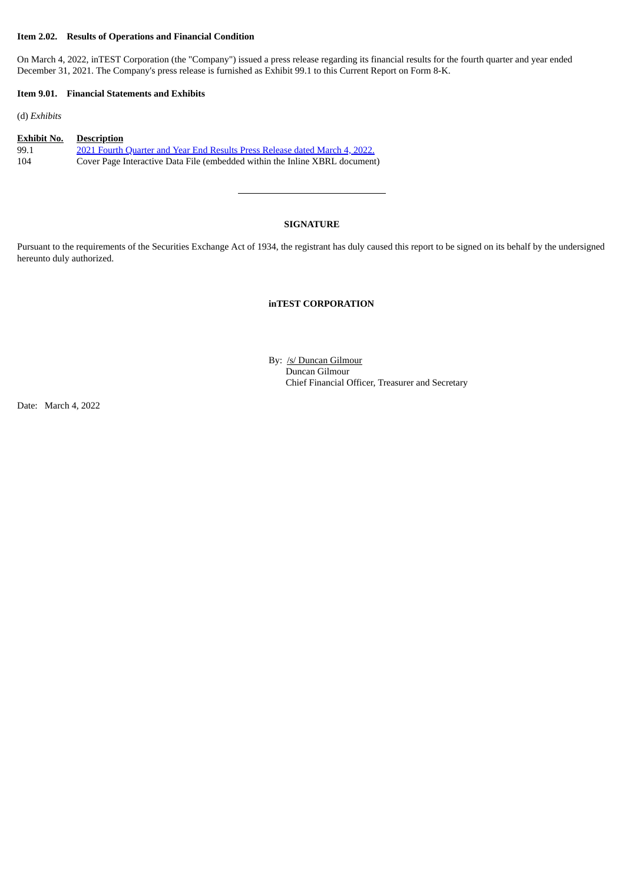**Item 2.02. Results of Operations and Financial Condition**

On March 4, 2022, inTEST Corporation (the "Company") issued a press release regarding its financial results for the fourth quarter and year ended December 31, 2021. The Company's press release is furnished as Exhibit 99.1 to this Current Report on Form 8-K.

**Item 9.01. Financial Statements and Exhibits**

(d) *Exhibits*

| Exhibit No. | Description |
|---|---|
| 99.1 | 2021 Fourth Quarter and Year End Results Press Release dated March 4, 2022. |
| 104 | Cover Page Interactive Data File (embedded within the Inline XBRL document) |

---

**SIGNATURE**

Pursuant to the requirements of the Securities Exchange Act of 1934, the registrant has duly caused this report to be signed on its behalf by the undersigned hereunto duly authorized.

**inTEST CORPORATION**

By: /s/ Duncan Gilmour
Duncan Gilmour
Chief Financial Officer, Treasurer and Secretary

Date: March 4, 2022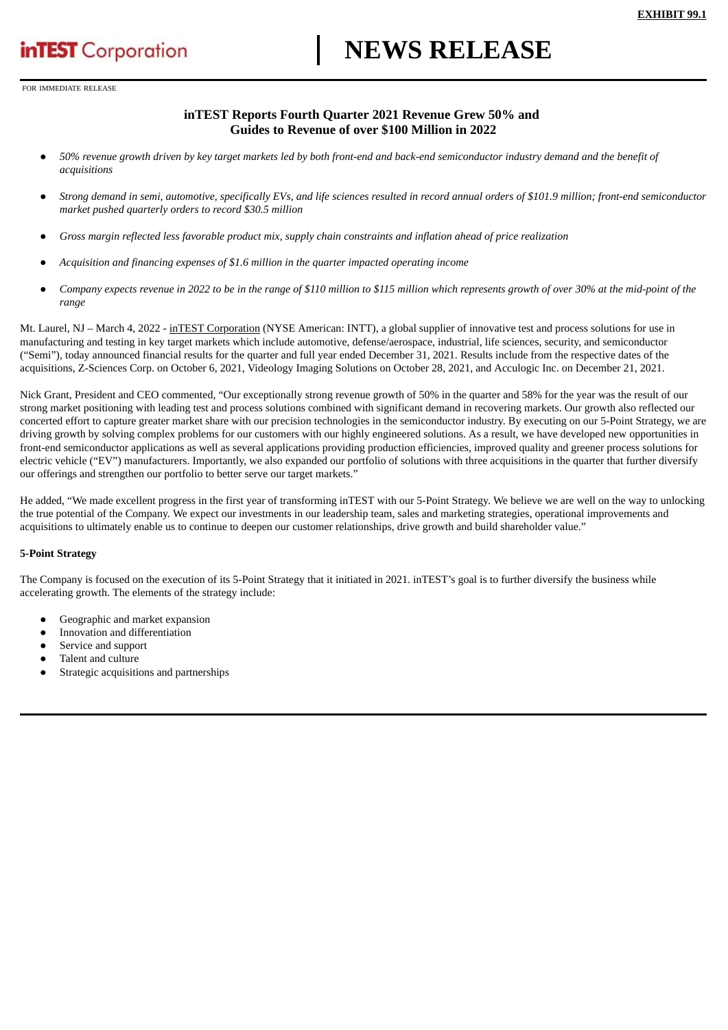**EXHIBIT 99.1**

inTEST Corporation

# NEWS RELEASE

FOR IMMEDIATE RELEASE

## inTEST Reports Fourth Quarter 2021 Revenue Grew 50% and Guides to Revenue of over $100 Million in 2022

- *50% revenue growth driven by key target markets led by both front-end and back-end semiconductor industry demand and the benefit of acquisitions*
- *Strong demand in semi, automotive, specifically EVs, and life sciences resulted in record annual orders of $101.9 million; front-end semiconductor market pushed quarterly orders to record $30.5 million*
- *Gross margin reflected less favorable product mix, supply chain constraints and inflation ahead of price realization*
- *Acquisition and financing expenses of $1.6 million in the quarter impacted operating income*
- *Company expects revenue in 2022 to be in the range of $110 million to $115 million which represents growth of over 30% at the mid-point of the range*

Mt. Laurel, NJ – March 4, 2022 - inTEST Corporation (NYSE American: INTT), a global supplier of innovative test and process solutions for use in manufacturing and testing in key target markets which include automotive, defense/aerospace, industrial, life sciences, security, and semiconductor ("Semi"), today announced financial results for the quarter and full year ended December 31, 2021. Results include from the respective dates of the acquisitions, Z-Sciences Corp. on October 6, 2021, Videology Imaging Solutions on October 28, 2021, and Acculogic Inc. on December 21, 2021.

Nick Grant, President and CEO commented, "Our exceptionally strong revenue growth of 50% in the quarter and 58% for the year was the result of our strong market positioning with leading test and process solutions combined with significant demand in recovering markets. Our growth also reflected our concerted effort to capture greater market share with our precision technologies in the semiconductor industry. By executing on our 5-Point Strategy, we are driving growth by solving complex problems for our customers with our highly engineered solutions. As a result, we have developed new opportunities in front-end semiconductor applications as well as several applications providing production efficiencies, improved quality and greener process solutions for electric vehicle ("EV") manufacturers. Importantly, we also expanded our portfolio of solutions with three acquisitions in the quarter that further diversify our offerings and strengthen our portfolio to better serve our target markets."

He added, "We made excellent progress in the first year of transforming inTEST with our 5-Point Strategy. We believe we are well on the way to unlocking the true potential of the Company. We expect our investments in our leadership team, sales and marketing strategies, operational improvements and acquisitions to ultimately enable us to continue to deepen our customer relationships, drive growth and build shareholder value."

**5-Point Strategy**

The Company is focused on the execution of its 5-Point Strategy that it initiated in 2021. inTEST's goal is to further diversify the business while accelerating growth. The elements of the strategy include:

- Geographic and market expansion
- Innovation and differentiation
- Service and support
- Talent and culture
- Strategic acquisitions and partnerships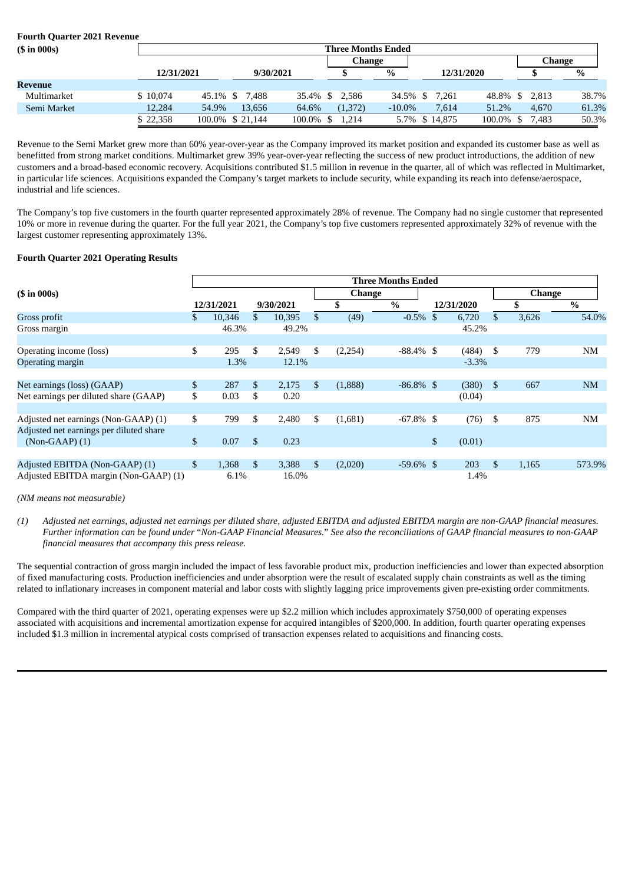**Fourth Quarter 2021 Revenue**

| ($ in 000s) | Three Months Ended | | | | | | | | | |
|---|---|---|---|---|---|---|---|---|---|---|
| | | | | | Change | | | | Change | |
| | 12/31/2021 | | 9/30/2021 | | $ | % | 12/31/2020 | | $ | % |
| **Revenue** | | | | | | | | | | |
| Multimarket | $ 10,074 | 45.1% | $ 7,488 | 35.4% | $ 2,586 | 34.5% | $ 7,261 | 48.8% | $ 2,813 | 38.7% |
| Semi Market | 12,284 | 54.9% | 13,656 | 64.6% | (1,372) | -10.0% | 7,614 | 51.2% | 4,670 | 61.3% |
| | $ 22,358 | 100.0% | $ 21,144 | 100.0% | $ 1,214 | 5.7% | $ 14,875 | 100.0% | $ 7,483 | 50.3% |

Revenue to the Semi Market grew more than 60% year-over-year as the Company improved its market position and expanded its customer base as well as benefitted from strong market conditions. Multimarket grew 39% year-over-year reflecting the success of new product introductions, the addition of new customers and a broad-based economic recovery. Acquisitions contributed $1.5 million in revenue in the quarter, all of which was reflected in Multimarket, in particular life sciences. Acquisitions expanded the Company's target markets to include security, while expanding its reach into defense/aerospace, industrial and life sciences.

The Company's top five customers in the fourth quarter represented approximately 28% of revenue. The Company had no single customer that represented 10% or more in revenue during the quarter. For the full year 2021, the Company's top five customers represented approximately 32% of revenue with the largest customer representing approximately 13%.

**Fourth Quarter 2021 Operating Results**

| ($ in 000s) | Three Months Ended | | | | | | |
|---|---|---|---|---|---|---|---|
| | | | Change | | | Change | |
| | 12/31/2021 | 9/30/2021 | $ | % | 12/31/2020 | $ | % |
| Gross profit | $ 10,346 | $ 10,395 | $ (49) | -0.5% | $ 6,720 | $ 3,626 | 54.0% |
| Gross margin | 46.3% | 49.2% | | | 45.2% | | |
| | | | | | | | |
| Operating income (loss) | $ 295 | $ 2,549 | $ (2,254) | -88.4% | $ (484) | $ 779 | NM |
| Operating margin | 1.3% | 12.1% | | | -3.3% | | |
| | | | | | | | |
| Net earnings (loss) (GAAP) | $ 287 | $ 2,175 | $ (1,888) | -86.8% | $ (380) | $ 667 | NM |
| Net earnings per diluted share (GAAP) | $ 0.03 | $ 0.20 | | | (0.04) | | |
| | | | | | | | |
| Adjusted net earnings (Non-GAAP) (1) | $ 799 | $ 2,480 | $ (1,681) | -67.8% | $ (76) | $ 875 | NM |
| Adjusted net earnings per diluted share (Non-GAAP) (1) | $ 0.07 | $ 0.23 | | | $ (0.01) | | |
| | | | | | | | |
| Adjusted EBITDA (Non-GAAP) (1) | $ 1,368 | $ 3,388 | $ (2,020) | -59.6% | $ 203 | $ 1,165 | 573.9% |
| Adjusted EBITDA margin (Non-GAAP) (1) | 6.1% | 16.0% | | | 1.4% | | |

*(NM means not measurable)*

*(1) Adjusted net earnings, adjusted net earnings per diluted share, adjusted EBITDA and adjusted EBITDA margin are non-GAAP financial measures. Further information can be found under "Non-GAAP Financial Measures." See also the reconciliations of GAAP financial measures to non-GAAP financial measures that accompany this press release.*

The sequential contraction of gross margin included the impact of less favorable product mix, production inefficiencies and lower than expected absorption of fixed manufacturing costs. Production inefficiencies and under absorption were the result of escalated supply chain constraints as well as the timing related to inflationary increases in component material and labor costs with slightly lagging price improvements given pre-existing order commitments.

Compared with the third quarter of 2021, operating expenses were up $2.2 million which includes approximately $750,000 of operating expenses associated with acquisitions and incremental amortization expense for acquired intangibles of $200,000. In addition, fourth quarter operating expenses included $1.3 million in incremental atypical costs comprised of transaction expenses related to acquisitions and financing costs.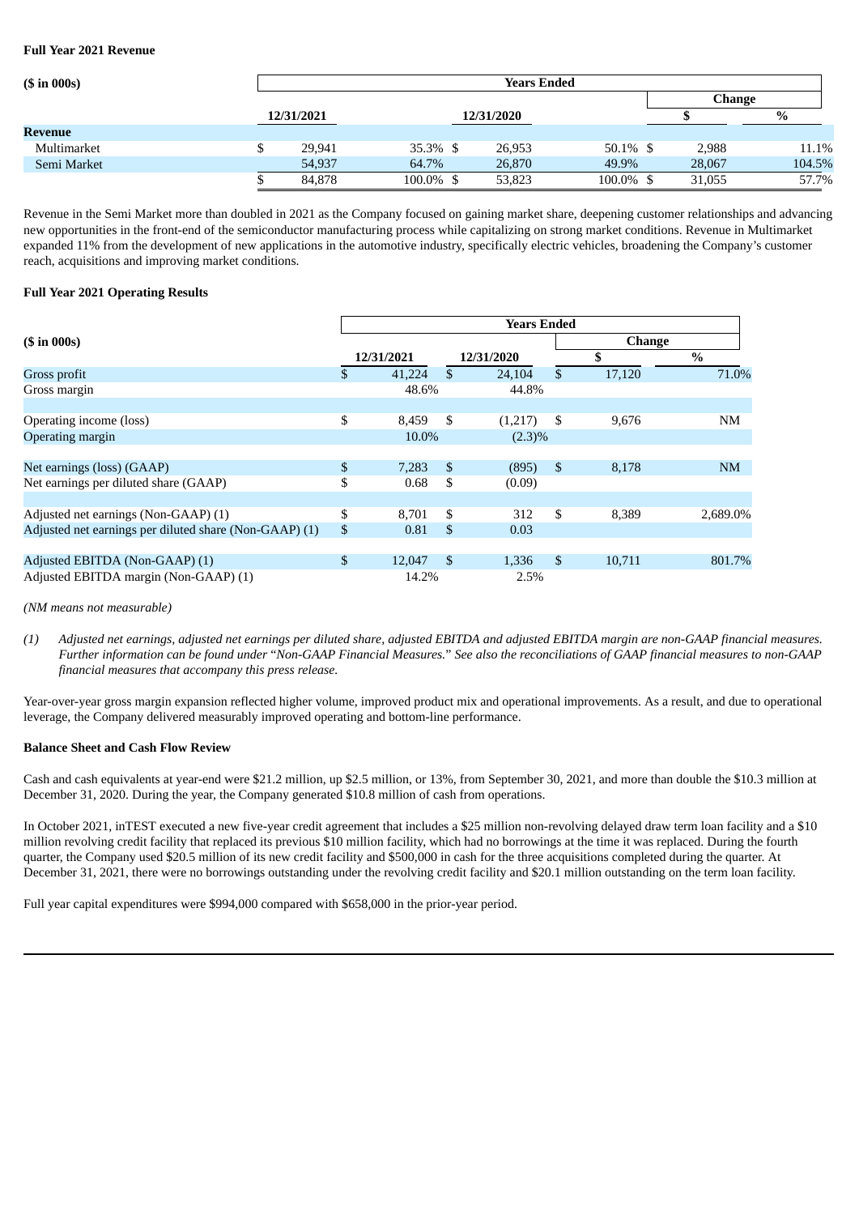**Full Year 2021 Revenue**

| ($ in 000s) | Years Ended | | | | | |
|---|---|---|---|---|---|---|
| | | | | | Change | |
| | 12/31/2021 | | 12/31/2020 | | $ | % |
| **Revenue** | | | | | | |
| Multimarket | $ 29,941 | 35.3% | $ 26,953 | 50.1% | $ 2,988 | 11.1% |
| Semi Market | 54,937 | 64.7% | 26,870 | 49.9% | 28,067 | 104.5% |
| | $ 84,878 | 100.0% | $ 53,823 | 100.0% | $ 31,055 | 57.7% |

Revenue in the Semi Market more than doubled in 2021 as the Company focused on gaining market share, deepening customer relationships and advancing new opportunities in the front-end of the semiconductor manufacturing process while capitalizing on strong market conditions. Revenue in Multimarket expanded 11% from the development of new applications in the automotive industry, specifically electric vehicles, broadening the Company's customer reach, acquisitions and improving market conditions.

**Full Year 2021 Operating Results**

| ($ in 000s) | Years Ended | | | |
|---|---|---|---|---|
| | | | Change | |
| | 12/31/2021 | 12/31/2020 | $ | % |
| Gross profit | $ 41,224 | $ 24,104 | $ 17,120 | 71.0% |
| Gross margin | 48.6% | 44.8% | | |
| | | | | |
| Operating income (loss) | $ 8,459 | $ (1,217) | $ 9,676 | NM |
| Operating margin | 10.0% | (2.3)% | | |
| | | | | |
| Net earnings (loss) (GAAP) | $ 7,283 | $ (895) | $ 8,178 | NM |
| Net earnings per diluted share (GAAP) | $ 0.68 | $ (0.09) | | |
| | | | | |
| Adjusted net earnings (Non-GAAP) (1) | $ 8,701 | $ 312 | $ 8,389 | 2,689.0% |
| Adjusted net earnings per diluted share (Non-GAAP) (1) | $ 0.81 | $ 0.03 | | |
| | | | | |
| Adjusted EBITDA (Non-GAAP) (1) | $ 12,047 | $ 1,336 | $ 10,711 | 801.7% |
| Adjusted EBITDA margin (Non-GAAP) (1) | 14.2% | 2.5% | | |

*(NM means not measurable)*

*(1) Adjusted net earnings, adjusted net earnings per diluted share, adjusted EBITDA and adjusted EBITDA margin are non-GAAP financial measures. Further information can be found under "Non-GAAP Financial Measures." See also the reconciliations of GAAP financial measures to non-GAAP financial measures that accompany this press release.*

Year-over-year gross margin expansion reflected higher volume, improved product mix and operational improvements. As a result, and due to operational leverage, the Company delivered measurably improved operating and bottom-line performance.

**Balance Sheet and Cash Flow Review**

Cash and cash equivalents at year-end were $21.2 million, up $2.5 million, or 13%, from September 30, 2021, and more than double the $10.3 million at December 31, 2020. During the year, the Company generated $10.8 million of cash from operations.

In October 2021, inTEST executed a new five-year credit agreement that includes a $25 million non-revolving delayed draw term loan facility and a $10 million revolving credit facility that replaced its previous $10 million facility, which had no borrowings at the time it was replaced. During the fourth quarter, the Company used $20.5 million of its new credit facility and $500,000 in cash for the three acquisitions completed during the quarter. At December 31, 2021, there were no borrowings outstanding under the revolving credit facility and $20.1 million outstanding on the term loan facility.

Full year capital expenditures were $994,000 compared with $658,000 in the prior-year period.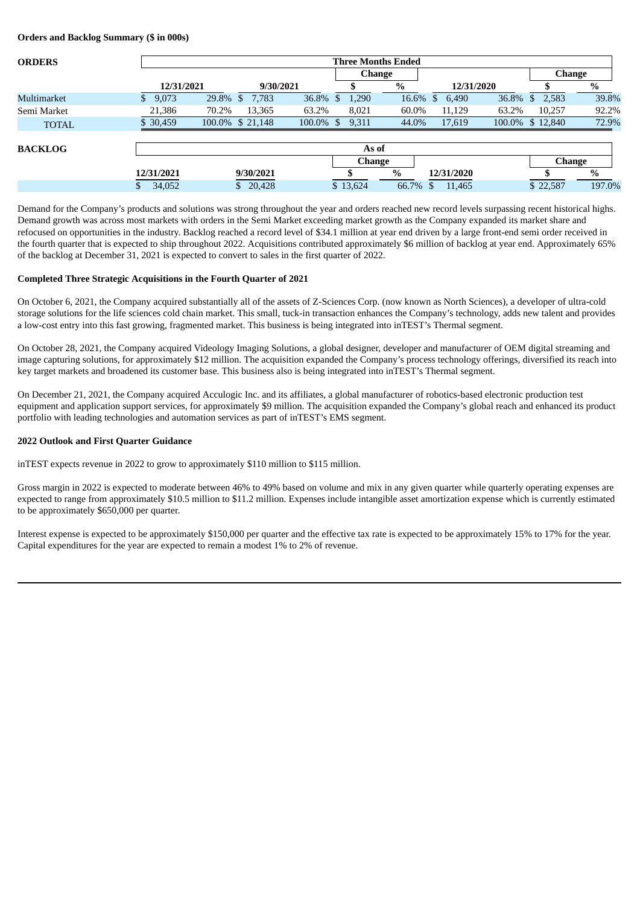**Orders and Backlog Summary ($ in 000s)**

| ORDERS | Three Months Ended | | | | | | | | | |
|---|---|---|---|---|---|---|---|---|---|---|
| | | | | | Change | | | | Change | |
| | 12/31/2021 | | 9/30/2021 | | $ | % | 12/31/2020 | | $ | % |
| Multimarket | $ 9,073 | 29.8% | $ 7,783 | 36.8% | $ 1,290 | 16.6% | $ 6,490 | 36.8% | $ 2,583 | 39.8% |
| Semi Market | 21,386 | 70.2% | 13,365 | 63.2% | 8,021 | 60.0% | 11,129 | 63.2% | 10,257 | 92.2% |
| TOTAL | $ 30,459 | 100.0% | $ 21,148 | 100.0% | $ 9,311 | 44.0% | 17,619 | 100.0% | $ 12,840 | 72.9% |

| BACKLOG | As of | | | | | | |
|---|---|---|---|---|---|---|---|
| | | | Change | | | Change | |
| | 12/31/2021 | 9/30/2021 | $ | % | 12/31/2020 | $ | % |
| | $ 34,052 | $ 20,428 | $ 13,624 | 66.7% | $ 11,465 | $ 22,587 | 197.0% |

Demand for the Company's products and solutions was strong throughout the year and orders reached new record levels surpassing recent historical highs. Demand growth was across most markets with orders in the Semi Market exceeding market growth as the Company expanded its market share and refocused on opportunities in the industry. Backlog reached a record level of $34.1 million at year end driven by a large front-end semi order received in the fourth quarter that is expected to ship throughout 2022. Acquisitions contributed approximately $6 million of backlog at year end. Approximately 65% of the backlog at December 31, 2021 is expected to convert to sales in the first quarter of 2022.

**Completed Three Strategic Acquisitions in the Fourth Quarter of 2021**

On October 6, 2021, the Company acquired substantially all of the assets of Z-Sciences Corp. (now known as North Sciences), a developer of ultra-cold storage solutions for the life sciences cold chain market. This small, tuck-in transaction enhances the Company's technology, adds new talent and provides a low-cost entry into this fast growing, fragmented market. This business is being integrated into inTEST's Thermal segment.

On October 28, 2021, the Company acquired Videology Imaging Solutions, a global designer, developer and manufacturer of OEM digital streaming and image capturing solutions, for approximately $12 million. The acquisition expanded the Company's process technology offerings, diversified its reach into key target markets and broadened its customer base. This business also is being integrated into inTEST's Thermal segment.

On December 21, 2021, the Company acquired Acculogic Inc. and its affiliates, a global manufacturer of robotics-based electronic production test equipment and application support services, for approximately $9 million. The acquisition expanded the Company's global reach and enhanced its product portfolio with leading technologies and automation services as part of inTEST's EMS segment.

**2022 Outlook and First Quarter Guidance**

inTEST expects revenue in 2022 to grow to approximately $110 million to $115 million.

Gross margin in 2022 is expected to moderate between 46% to 49% based on volume and mix in any given quarter while quarterly operating expenses are expected to range from approximately $10.5 million to $11.2 million. Expenses include intangible asset amortization expense which is currently estimated to be approximately $650,000 per quarter.

Interest expense is expected to be approximately $150,000 per quarter and the effective tax rate is expected to be approximately 15% to 17% for the year. Capital expenditures for the year are expected to remain a modest 1% to 2% of revenue.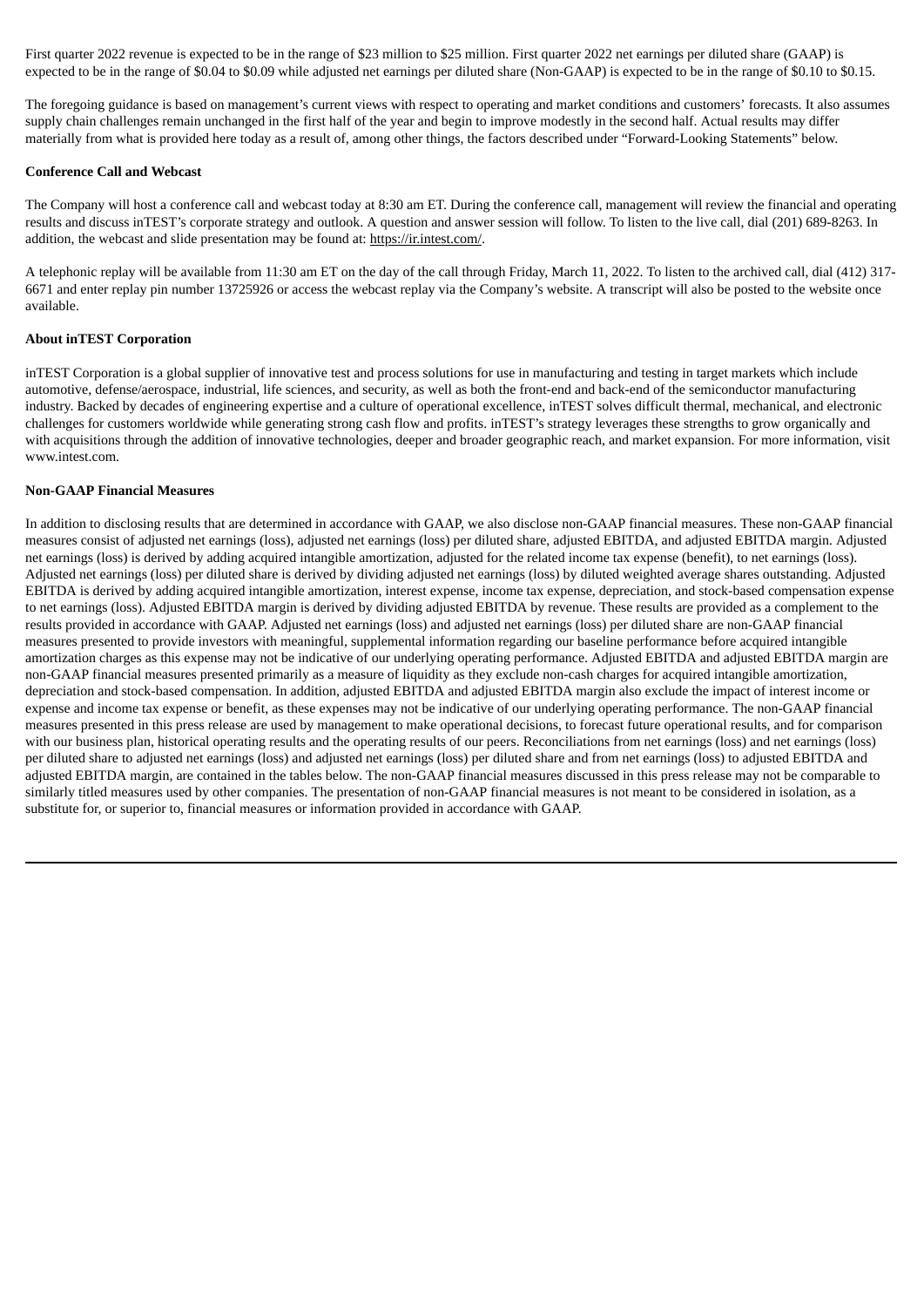First quarter 2022 revenue is expected to be in the range of $23 million to $25 million. First quarter 2022 net earnings per diluted share (GAAP) is expected to be in the range of $0.04 to $0.09 while adjusted net earnings per diluted share (Non-GAAP) is expected to be in the range of $0.10 to $0.15.

The foregoing guidance is based on management's current views with respect to operating and market conditions and customers' forecasts. It also assumes supply chain challenges remain unchanged in the first half of the year and begin to improve modestly in the second half. Actual results may differ materially from what is provided here today as a result of, among other things, the factors described under "Forward-Looking Statements" below.

**Conference Call and Webcast**

The Company will host a conference call and webcast today at 8:30 am ET. During the conference call, management will review the financial and operating results and discuss inTEST's corporate strategy and outlook. A question and answer session will follow. To listen to the live call, dial (201) 689-8263. In addition, the webcast and slide presentation may be found at: https://ir.intest.com/.

A telephonic replay will be available from 11:30 am ET on the day of the call through Friday, March 11, 2022. To listen to the archived call, dial (412) 317-6671 and enter replay pin number 13725926 or access the webcast replay via the Company's website. A transcript will also be posted to the website once available.

**About inTEST Corporation**

inTEST Corporation is a global supplier of innovative test and process solutions for use in manufacturing and testing in target markets which include automotive, defense/aerospace, industrial, life sciences, and security, as well as both the front-end and back-end of the semiconductor manufacturing industry. Backed by decades of engineering expertise and a culture of operational excellence, inTEST solves difficult thermal, mechanical, and electronic challenges for customers worldwide while generating strong cash flow and profits. inTEST's strategy leverages these strengths to grow organically and with acquisitions through the addition of innovative technologies, deeper and broader geographic reach, and market expansion. For more information, visit www.intest.com.

**Non-GAAP Financial Measures**

In addition to disclosing results that are determined in accordance with GAAP, we also disclose non-GAAP financial measures. These non-GAAP financial measures consist of adjusted net earnings (loss), adjusted net earnings (loss) per diluted share, adjusted EBITDA, and adjusted EBITDA margin. Adjusted net earnings (loss) is derived by adding acquired intangible amortization, adjusted for the related income tax expense (benefit), to net earnings (loss). Adjusted net earnings (loss) per diluted share is derived by dividing adjusted net earnings (loss) by diluted weighted average shares outstanding. Adjusted EBITDA is derived by adding acquired intangible amortization, interest expense, income tax expense, depreciation, and stock-based compensation expense to net earnings (loss). Adjusted EBITDA margin is derived by dividing adjusted EBITDA by revenue. These results are provided as a complement to the results provided in accordance with GAAP. Adjusted net earnings (loss) and adjusted net earnings (loss) per diluted share are non-GAAP financial measures presented to provide investors with meaningful, supplemental information regarding our baseline performance before acquired intangible amortization charges as this expense may not be indicative of our underlying operating performance. Adjusted EBITDA and adjusted EBITDA margin are non-GAAP financial measures presented primarily as a measure of liquidity as they exclude non-cash charges for acquired intangible amortization, depreciation and stock-based compensation. In addition, adjusted EBITDA and adjusted EBITDA margin also exclude the impact of interest income or expense and income tax expense or benefit, as these expenses may not be indicative of our underlying operating performance. The non-GAAP financial measures presented in this press release are used by management to make operational decisions, to forecast future operational results, and for comparison with our business plan, historical operating results and the operating results of our peers. Reconciliations from net earnings (loss) and net earnings (loss) per diluted share to adjusted net earnings (loss) and adjusted net earnings (loss) per diluted share and from net earnings (loss) to adjusted EBITDA and adjusted EBITDA margin, are contained in the tables below. The non-GAAP financial measures discussed in this press release may not be comparable to similarly titled measures used by other companies. The presentation of non-GAAP financial measures is not meant to be considered in isolation, as a substitute for, or superior to, financial measures or information provided in accordance with GAAP.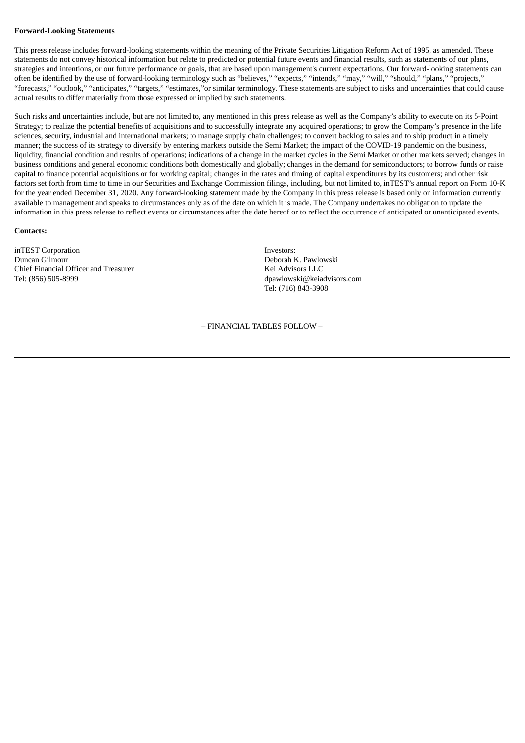**Forward-Looking Statements**

This press release includes forward-looking statements within the meaning of the Private Securities Litigation Reform Act of 1995, as amended. These statements do not convey historical information but relate to predicted or potential future events and financial results, such as statements of our plans, strategies and intentions, or our future performance or goals, that are based upon management's current expectations. Our forward-looking statements can often be identified by the use of forward-looking terminology such as “believes,” “expects,” “intends,” “may,” “will,” “should,” “plans,” “projects,” “forecasts,” “outlook,” “anticipates,” “targets,” “estimates,”or similar terminology. These statements are subject to risks and uncertainties that could cause actual results to differ materially from those expressed or implied by such statements.

Such risks and uncertainties include, but are not limited to, any mentioned in this press release as well as the Company’s ability to execute on its 5-Point Strategy; to realize the potential benefits of acquisitions and to successfully integrate any acquired operations; to grow the Company’s presence in the life sciences, security, industrial and international markets; to manage supply chain challenges; to convert backlog to sales and to ship product in a timely manner; the success of its strategy to diversify by entering markets outside the Semi Market; the impact of the COVID-19 pandemic on the business, liquidity, financial condition and results of operations; indications of a change in the market cycles in the Semi Market or other markets served; changes in business conditions and general economic conditions both domestically and globally; changes in the demand for semiconductors; to borrow funds or raise capital to finance potential acquisitions or for working capital; changes in the rates and timing of capital expenditures by its customers; and other risk factors set forth from time to time in our Securities and Exchange Commission filings, including, but not limited to, inTEST’s annual report on Form 10-K for the year ended December 31, 2020. Any forward-looking statement made by the Company in this press release is based only on information currently available to management and speaks to circumstances only as of the date on which it is made. The Company undertakes no obligation to update the information in this press release to reflect events or circumstances after the date hereof or to reflect the occurrence of anticipated or unanticipated events.

**Contacts:**

inTEST Corporation
Duncan Gilmour
Chief Financial Officer and Treasurer
Tel: (856) 505-8999

Investors:
Deborah K. Pawlowski
Kei Advisors LLC
dpawlowski@keiadvisors.com
Tel: (716) 843-3908

– FINANCIAL TABLES FOLLOW –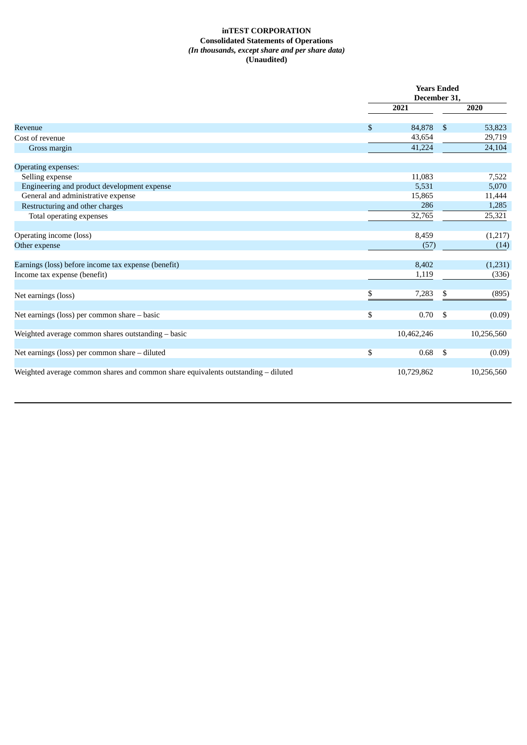**inTEST CORPORATION**
**Consolidated Statements of Operations**
***(In thousands, except share and per share data)***
**(Unaudited)**

| | Years Ended December 31, | |
|---|---|---|
| | **2021** | **2020** |
| Revenue | $ 84,878 | $ 53,823 |
| Cost of revenue | 43,654 | 29,719 |
| Gross margin | 41,224 | 24,104 |
| Operating expenses: | | |
| Selling expense | 11,083 | 7,522 |
| Engineering and product development expense | 5,531 | 5,070 |
| General and administrative expense | 15,865 | 11,444 |
| Restructuring and other charges | 286 | 1,285 |
| Total operating expenses | 32,765 | 25,321 |
| Operating income (loss) | 8,459 | (1,217) |
| Other expense | (57) | (14) |
| Earnings (loss) before income tax expense (benefit) | 8,402 | (1,231) |
| Income tax expense (benefit) | 1,119 | (336) |
| Net earnings (loss) | $ 7,283 | $ (895) |
| Net earnings (loss) per common share – basic | $ 0.70 | $ (0.09) |
| Weighted average common shares outstanding – basic | 10,462,246 | 10,256,560 |
| Net earnings (loss) per common share – diluted | $ 0.68 | $ (0.09) |
| Weighted average common shares and common share equivalents outstanding – diluted | 10,729,862 | 10,256,560 |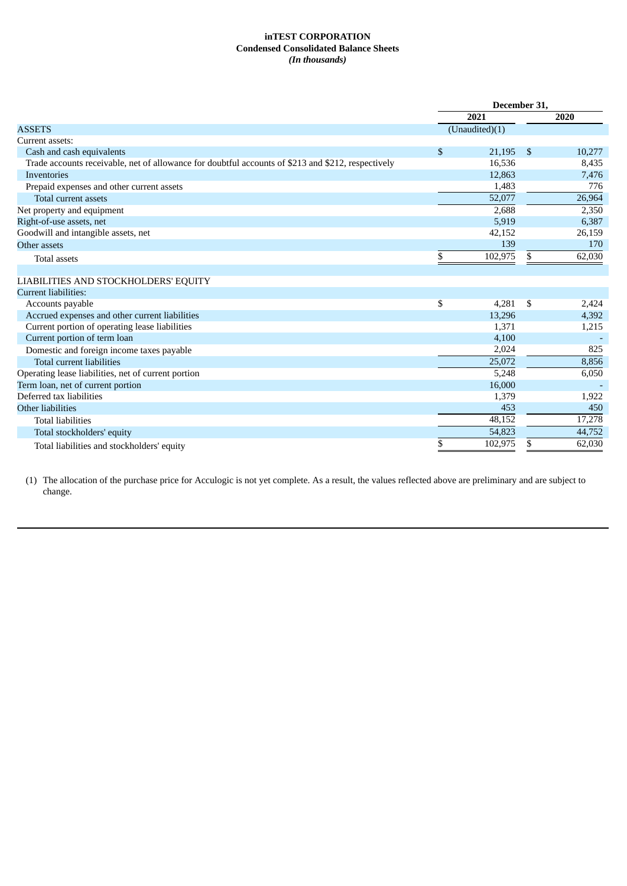**inTEST CORPORATION**
**Condensed Consolidated Balance Sheets**
***(In thousands)***

| | December 31, | |
|---|---|---|
| | 2021 | 2020 |
| ASSETS | (Unaudited)(1) | |
| Current assets: | | |
| Cash and cash equivalents | $ 21,195 | $ 10,277 |
| Trade accounts receivable, net of allowance for doubtful accounts of $213 and $212, respectively | 16,536 | 8,435 |
| Inventories | 12,863 | 7,476 |
| Prepaid expenses and other current assets | 1,483 | 776 |
| Total current assets | 52,077 | 26,964 |
| Net property and equipment | 2,688 | 2,350 |
| Right-of-use assets, net | 5,919 | 6,387 |
| Goodwill and intangible assets, net | 42,152 | 26,159 |
| Other assets | 139 | 170 |
| Total assets | $ 102,975 | $ 62,030 |
| | | |
| LIABILITIES AND STOCKHOLDERS' EQUITY | | |
| Current liabilities: | | |
| Accounts payable | $ 4,281 | $ 2,424 |
| Accrued expenses and other current liabilities | 13,296 | 4,392 |
| Current portion of operating lease liabilities | 1,371 | 1,215 |
| Current portion of term loan | 4,100 | - |
| Domestic and foreign income taxes payable | 2,024 | 825 |
| Total current liabilities | 25,072 | 8,856 |
| Operating lease liabilities, net of current portion | 5,248 | 6,050 |
| Term loan, net of current portion | 16,000 | - |
| Deferred tax liabilities | 1,379 | 1,922 |
| Other liabilities | 453 | 450 |
| Total liabilities | 48,152 | 17,278 |
| Total stockholders' equity | 54,823 | 44,752 |
| Total liabilities and stockholders' equity | $ 102,975 | $ 62,030 |

(1) The allocation of the purchase price for Acculogic is not yet complete. As a result, the values reflected above are preliminary and are subject to change.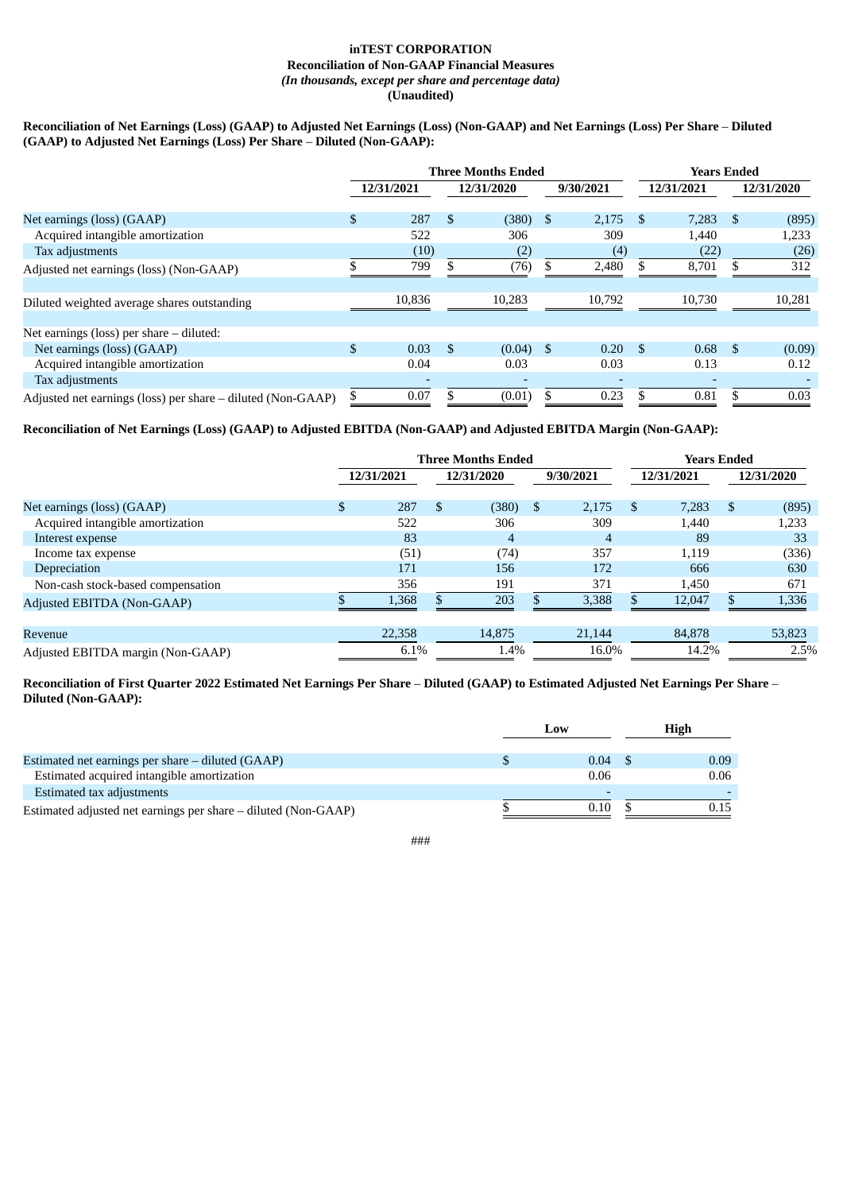**inTEST CORPORATION**
**Reconciliation of Non-GAAP Financial Measures**
***(In thousands, except per share and percentage data)***
**(Unaudited)**

**Reconciliation of Net Earnings (Loss) (GAAP) to Adjusted Net Earnings (Loss) (Non-GAAP) and Net Earnings (Loss) Per Share – Diluted (GAAP) to Adjusted Net Earnings (Loss) Per Share – Diluted (Non-GAAP):**

| | Three Months Ended | | | Years Ended | |
|---|---|---|---|---|---|
| | 12/31/2021 | 12/31/2020 | 9/30/2021 | 12/31/2021 | 12/31/2020 |
| Net earnings (loss) (GAAP) | $ 287 | $ (380) | $ 2,175 | $ 7,283 | $ (895) |
| Acquired intangible amortization | 522 | 306 | 309 | 1,440 | 1,233 |
| Tax adjustments | (10) | (2) | (4) | (22) | (26) |
| Adjusted net earnings (loss) (Non-GAAP) | $ 799 | $ (76) | $ 2,480 | $ 8,701 | $ 312 |
| | | | | | |
| Diluted weighted average shares outstanding | 10,836 | 10,283 | 10,792 | 10,730 | 10,281 |
| | | | | | |
| Net earnings (loss) per share – diluted: | | | | | |
| Net earnings (loss) (GAAP) | $ 0.03 | $ (0.04) | $ 0.20 | $ 0.68 | $ (0.09) |
| Acquired intangible amortization | 0.04 | 0.03 | 0.03 | 0.13 | 0.12 |
| Tax adjustments | - | - | - | - | - |
| Adjusted net earnings (loss) per share – diluted (Non-GAAP) | $ 0.07 | $ (0.01) | $ 0.23 | $ 0.81 | $ 0.03 |

**Reconciliation of Net Earnings (Loss) (GAAP) to Adjusted EBITDA (Non-GAAP) and Adjusted EBITDA Margin (Non-GAAP):**

| | Three Months Ended | | | Years Ended | |
|---|---|---|---|---|---|
| | 12/31/2021 | 12/31/2020 | 9/30/2021 | 12/31/2021 | 12/31/2020 |
| Net earnings (loss) (GAAP) | $ 287 | $ (380) | $ 2,175 | $ 7,283 | $ (895) |
| Acquired intangible amortization | 522 | 306 | 309 | 1,440 | 1,233 |
| Interest expense | 83 | 4 | 4 | 89 | 33 |
| Income tax expense | (51) | (74) | 357 | 1,119 | (336) |
| Depreciation | 171 | 156 | 172 | 666 | 630 |
| Non-cash stock-based compensation | 356 | 191 | 371 | 1,450 | 671 |
| Adjusted EBITDA (Non-GAAP) | $ 1,368 | $ 203 | $ 3,388 | $ 12,047 | $ 1,336 |
| | | | | | |
| Revenue | 22,358 | 14,875 | 21,144 | 84,878 | 53,823 |
| Adjusted EBITDA margin (Non-GAAP) | 6.1% | 1.4% | 16.0% | 14.2% | 2.5% |

**Reconciliation of First Quarter 2022 Estimated Net Earnings Per Share – Diluted (GAAP) to Estimated Adjusted Net Earnings Per Share – Diluted (Non-GAAP):**

| | Low | High |
|---|---|---|
| Estimated net earnings per share – diluted (GAAP) | $ 0.04 | $ 0.09 |
| Estimated acquired intangible amortization | 0.06 | 0.06 |
| Estimated tax adjustments | - | - |
| Estimated adjusted net earnings per share – diluted (Non-GAAP) | $ 0.10 | $ 0.15 |

###